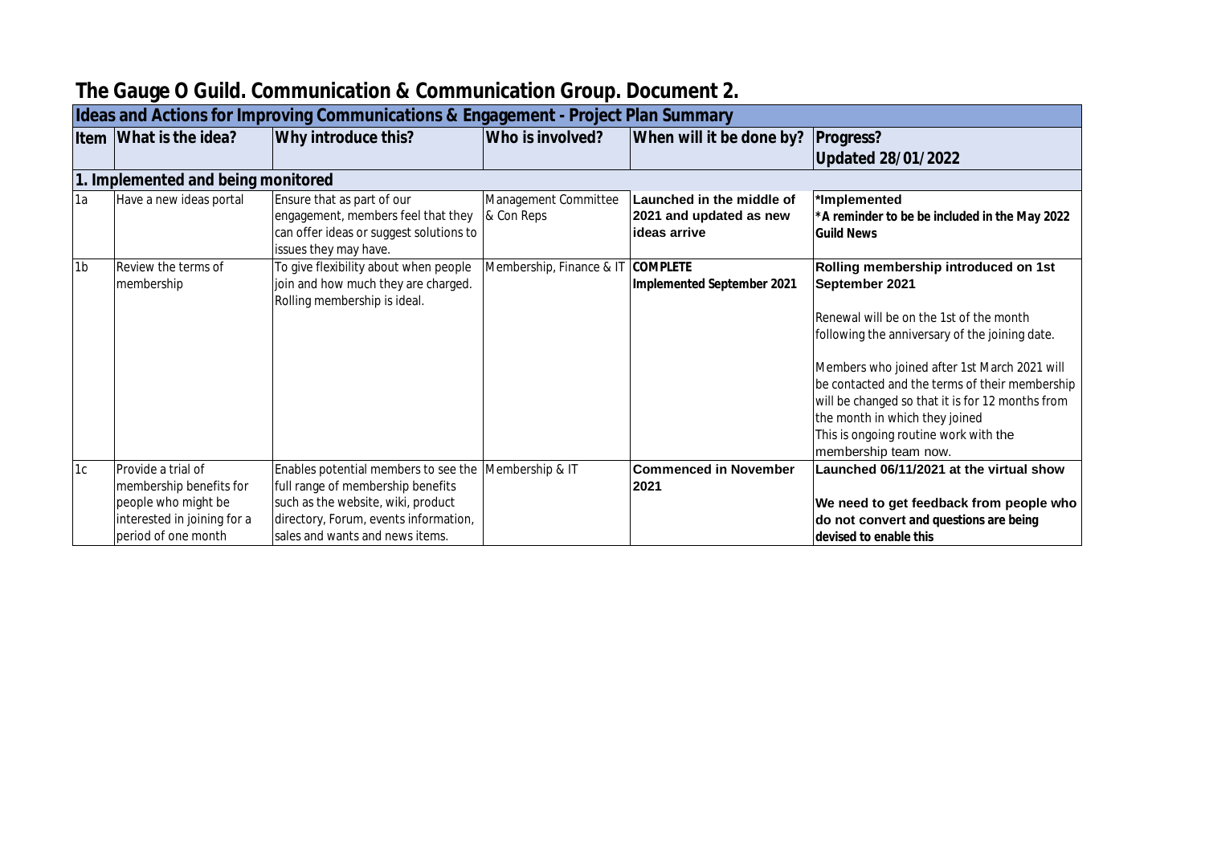# The Gauge O Guild. Communication & Communication Group. Document 2.

## Ideas and Actions for Improving Communications & Engagement - Project Plan Summary

| Item | What is the idea? | Why introduce this? | Who is involved? | When will it be done by? | Progress? Updated 28/01/2022 |
|---|---|---|---|---|---|
| **1. Implemented and being monitored** | | | | | |
| 1a | Have a new ideas portal | Ensure that as part of our engagement, members feel that they can offer ideas or suggest solutions to issues they may have. | Management Committee & Con Reps | **Launched in the middle of 2021 and updated as new ideas arrive** | **\*Implemented** **\*A reminder to be be included in the May 2022 Guild News** |
| 1b | Review the terms of membership | To give flexibility about when people join and how much they are charged. Rolling membership is ideal. | Membership, Finance & IT | **COMPLETE Implemented September 2021** | **Rolling membership introduced on 1st September 2021**<br><br>Renewal will be on the 1st of the month following the anniversary of the joining date.<br><br>Members who joined after 1st March 2021 will be contacted and the terms of their membership will be changed so that it is for 12 months from the month in which they joined<br>This is ongoing routine work with the membership team now. |
| 1c | Provide a trial of membership benefits for people who might be interested in joining for a period of one month | Enables potential members to see the full range of membership benefits such as the website, wiki, product directory, Forum, events information, sales and wants and news items. | Membership & IT | **Commenced in November 2021** | **Launched 06/11/2021 at the virtual show**<br><br>**We need to get feedback from people who do not convert and questions are being devised to enable this** |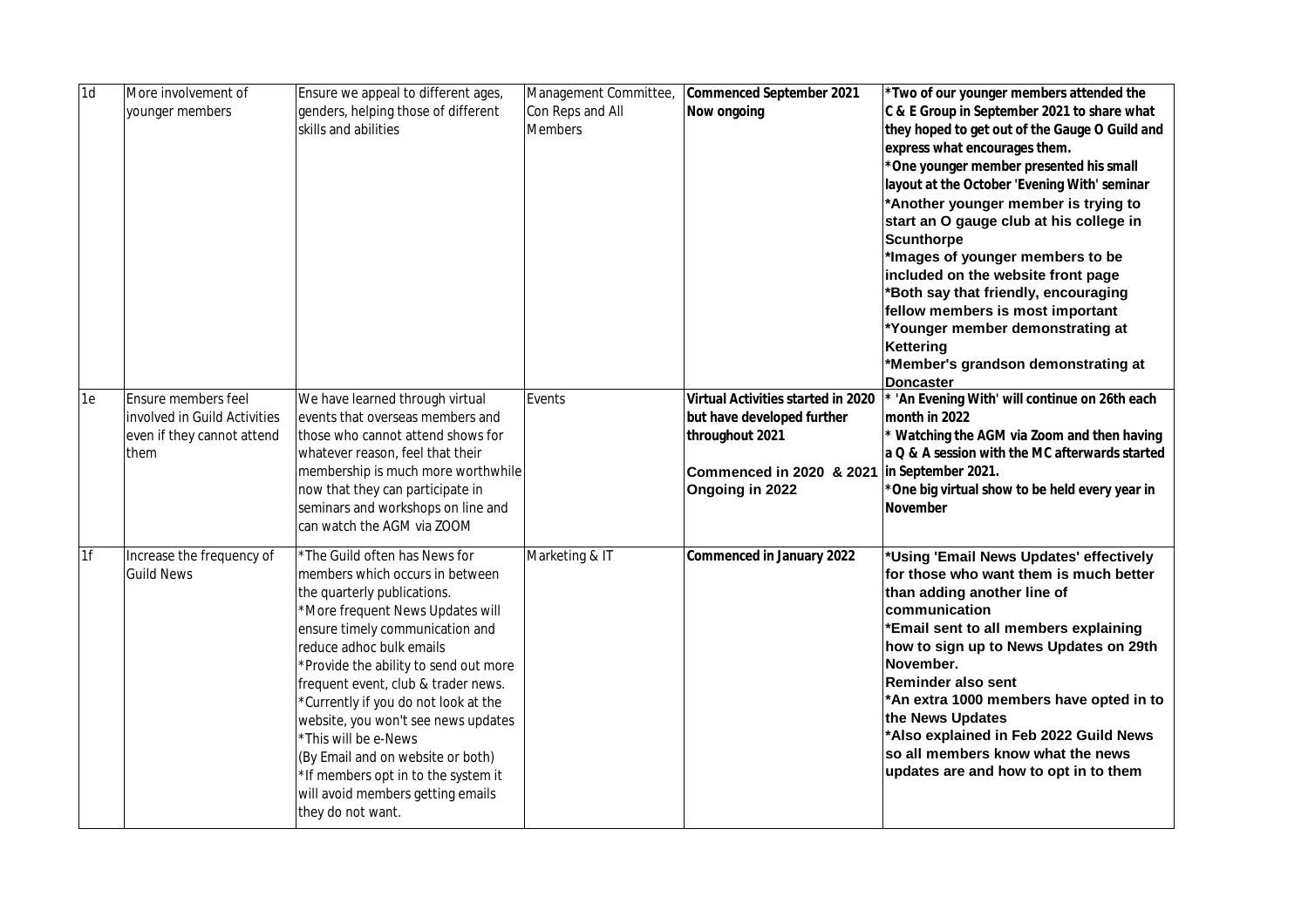| | | | | | |
|---|---|---|---|---|---|
| 1d | More involvement of younger members | Ensure we appeal to different ages, genders, helping those of different skills and abilities | Management Committee, Con Reps and All Members | **Commenced September 2021 Now ongoing** | **\*Two of our younger members attended the C & E Group in September 2021 to share what they hoped to get out of the Gauge O Guild and express what encourages them.**<br>**\*One younger member presented his small layout at the October 'Evening With' seminar**<br>**\*Another younger member is trying to start an O gauge club at his college in Scunthorpe**<br>**\*Images of younger members to be included on the website front page**<br>**\*Both say that friendly, encouraging fellow members is most important**<br>**\*Younger member demonstrating at Kettering**<br>**\*Member's grandson demonstrating at Doncaster** |
| 1e | Ensure members feel involved in Guild Activities even if they cannot attend them | We have learned through virtual events that overseas members and those who cannot attend shows for whatever reason, feel that their membership is much more worthwhile now that they can participate in seminars and workshops on line and can watch the AGM via ZOOM | Events | **Virtual Activities started in 2020 but have developed further throughout 2021**<br><br>**Commenced in 2020 & 2021 Ongoing in 2022** | **\* 'An Evening With' will continue on 26th each month in 2022**<br>**\* Watching the AGM via Zoom and then having a Q & A session with the MC afterwards started in September 2021.**<br>**\*One big virtual show to be held every year in November** |
| 1f | Increase the frequency of Guild News | \*The Guild often has News for members which occurs in between the quarterly publications.<br>\*More frequent News Updates will ensure timely communication and reduce adhoc bulk emails<br>\*Provide the ability to send out more frequent event, club & trader news.<br>\*Currently if you do not look at the website, you won't see news updates<br>\*This will be e-News<br>(By Email and on website or both)<br>\*If members opt in to the system it will avoid members getting emails they do not want. | Marketing & IT | **Commenced in January 2022** | **\*Using 'Email News Updates' effectively for those who want them is much better than adding another line of communication**<br>**\*Email sent to all members explaining how to sign up to News Updates on 29th November.**<br>**Reminder also sent**<br>**\*An extra 1000 members have opted in to the News Updates**<br>**\*Also explained in Feb 2022 Guild News so all members know what the news updates are and how to opt in to them** |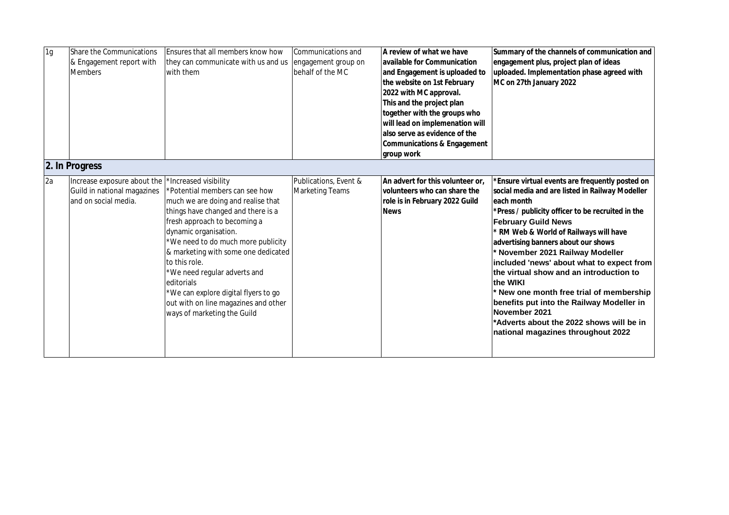| | | | | | |
|---|---|---|---|---|---|
| 1g | Share the Communications & Engagement report with Members | Ensures that all members know how they can communicate with us and us with them | Communications and engagement group on behalf of the MC | **A review of what we have available for Communication and Engagement is uploaded to the website on 1st February 2022 with MC approval. This and the project plan together with the groups who will lead on implemenation will also serve as evidence of the Communications & Engagement group work** | **Summary of the channels of communication and engagement plus, project plan of ideas uploaded. Implementation phase agreed with MC on 27th January 2022** |
| **2. In Progress** | | | | | |
| 2a | Increase exposure about the Guild in national magazines and on social media. | *Increased visibility<br>*Potential members can see how much we are doing and realise that things have changed and there is a fresh approach to becoming a dynamic organisation.<br>*We need to do much more publicity & marketing with some one dedicated to this role.<br>*We need regular adverts and editorials<br>*We can explore digital flyers to go out with on line magazines and other ways of marketing the Guild | Publications, Event & Marketing Teams | **An advert for this volunteer or, volunteers who can share the role is in February 2022 Guild News** | ***Ensure virtual events are frequently posted on social media and are listed in Railway Modeller each month<br>*Press / publicity officer to be recruited in the February Guild News<br>* RM Web & World of Railways will have advertising banners about our shows<br>* November 2021 Railway Modeller included 'news' about what to expect from the virtual show and an introduction to the WIKI<br>* New one month free trial of membership benefits put into the Railway Modeller in November 2021<br>*Adverts about the 2022 shows will be in national magazines throughout 2022** |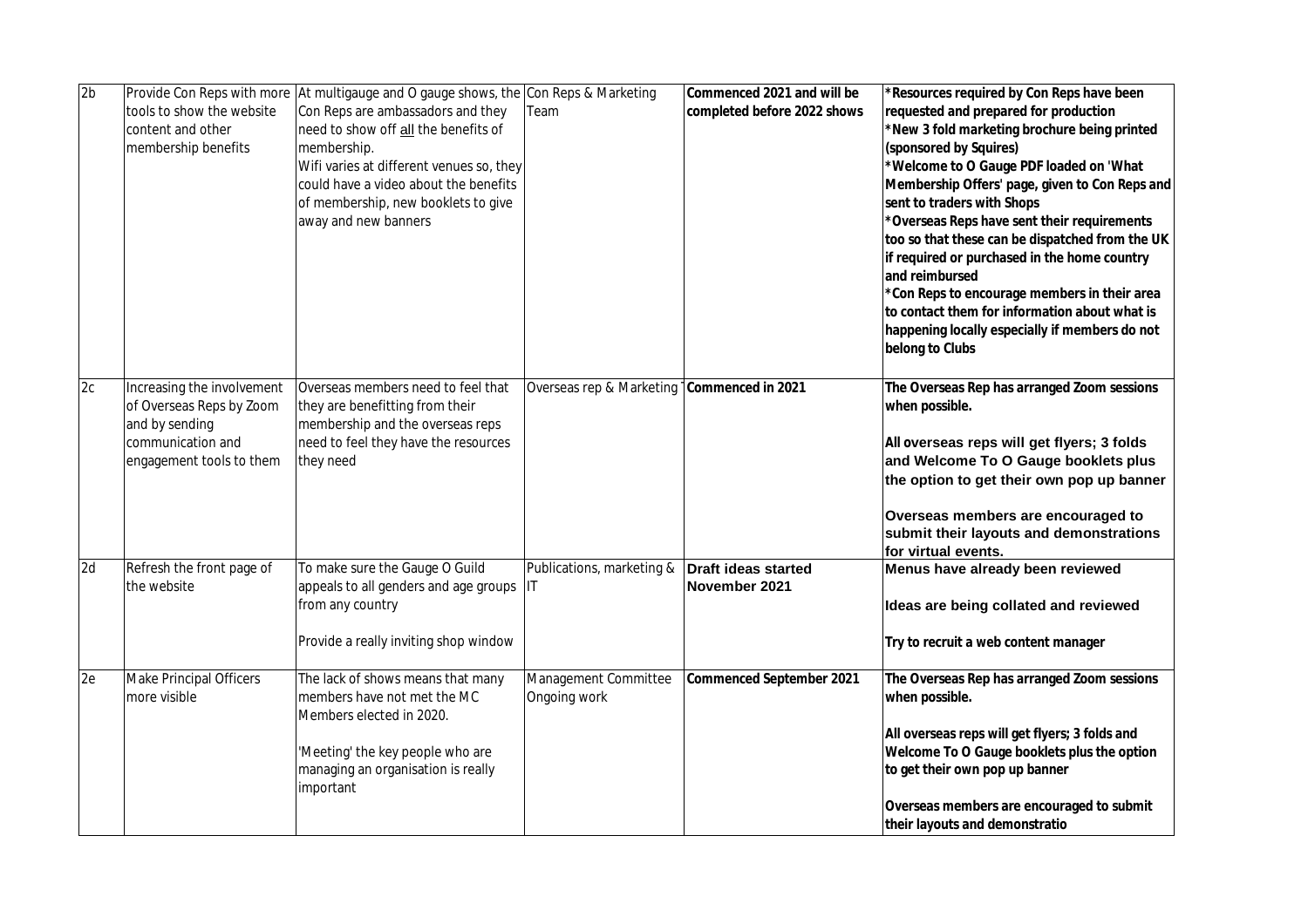| 2b | Provide Con Reps with more tools to show the website content and other membership benefits | At multigauge and O gauge shows, the Con Reps are ambassadors and they need to show off <u>all</u> the benefits of membership.<br>Wifi varies at different venues so, they could have a video about the benefits of membership, new booklets to give away and new banners | Con Reps & Marketing Team | **Commenced 2021 and will be completed before 2022 shows** | ***Resources required by Con Reps have been requested and prepared for production**<br>***New 3 fold marketing brochure being printed (sponsored by Squires)**<br>***Welcome to O Gauge PDF loaded on 'What Membership Offers' page, given to Con Reps and sent to traders with Shops**<br>***Overseas Reps have sent their requirements too so that these can be dispatched from the UK if required or purchased in the home country and reimbursed**<br>***Con Reps to encourage members in their area to contact them for information about what is happening locally especially if members do not belong to Clubs** |
|---|---|---|---|---|---|
| 2c | Increasing the involvement of Overseas Reps by Zoom and by sending communication and engagement tools to them | Overseas members need to feel that they are benefitting from their membership and the overseas reps need to feel they have the resources they need | Overseas rep & Marketing | **Commenced in 2021** | **The Overseas Rep has arranged Zoom sessions when possible.**<br><br>**All overseas reps will get flyers; 3 folds and Welcome To O Gauge booklets plus the option to get their own pop up banner**<br><br>**Overseas members are encouraged to submit their layouts and demonstrations for virtual events.** |
| 2d | Refresh the front page of the website | To make sure the Gauge O Guild appeals to all genders and age groups from any country<br><br>Provide a really inviting shop window | Publications, marketing & IT | **Draft ideas started November 2021** | **Menus have already been reviewed**<br><br>**Ideas are being collated and reviewed**<br><br>**Try to recruit a web content manager** |
| 2e | Make Principal Officers more visible | The lack of shows means that many members have not met the MC Members elected in 2020.<br><br>'Meeting' the key people who are managing an organisation is really important | Management Committee Ongoing work | **Commenced September 2021** | **The Overseas Rep has arranged Zoom sessions when possible.**<br><br>**All overseas reps will get flyers; 3 folds and Welcome To O Gauge booklets plus the option to get their own pop up banner**<br><br>**Overseas members are encouraged to submit their layouts and demonstratio** |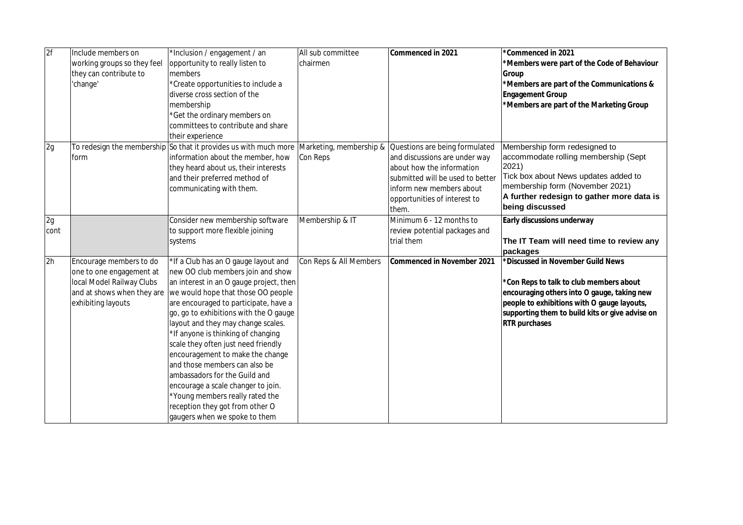| 2f | Include members on working groups so they feel they can contribute to 'change' | *Inclusion / engagement / an opportunity to really listen to members<br>*Create opportunities to include a diverse cross section of the membership<br>*Get the ordinary members on committees to contribute and share their experience | All sub committee chairmen | **Commenced in 2021** | ***Commenced in 2021**<br>***Members were part of the Code of Behaviour Group**<br>***Members are part of the Communications & Engagement Group**<br>***Members are part of the Marketing Group** |
|---|---|---|---|---|---|
| 2g | To redesign the membership form | So that it provides us with much more information about the member, how they heard about us, their interests and their preferred method of communicating with them. | Marketing, membership & Con Reps | Questions are being formulated and discussions are under way about how the information submitted will be used to better inform new members about opportunities of interest to them. | Membership form redesigned to accommodate rolling membership (Sept 2021)<br>Tick box about News updates added to membership form (November 2021)<br>**A further redesign to gather more data is being discussed** |
| 2g cont | | Consider new membership software to support more flexible joining systems | Membership & IT | Minimum 6 - 12 months to review potential packages and trial them | **Early discussions underway**<br><br>**The IT Team will need time to review any packages** |
| 2h | Encourage members to do one to one engagement at local Model Railway Clubs and at shows when they are exhibiting layouts | *If a Club has an O gauge layout and new OO club members join and show an interest in an O gauge project, then we would hope that those OO people are encouraged to participate, have a go, go to exhibitions with the O gauge layout and they may change scales.<br>*If anyone is thinking of changing scale they often just need friendly encouragement to make the change and those members can also be ambassadors for the Guild and encourage a scale changer to join.<br>*Young members really rated the reception they got from other O gaugers when we spoke to them | Con Reps & All Members | **Commenced in November 2021** | ***Discussed in November Guild News**<br><br>***Con Reps to talk to club members about encouraging others into O gauge, taking new people to exhibitions with O gauge layouts, supporting them to build kits or give advise on RTR purchases** |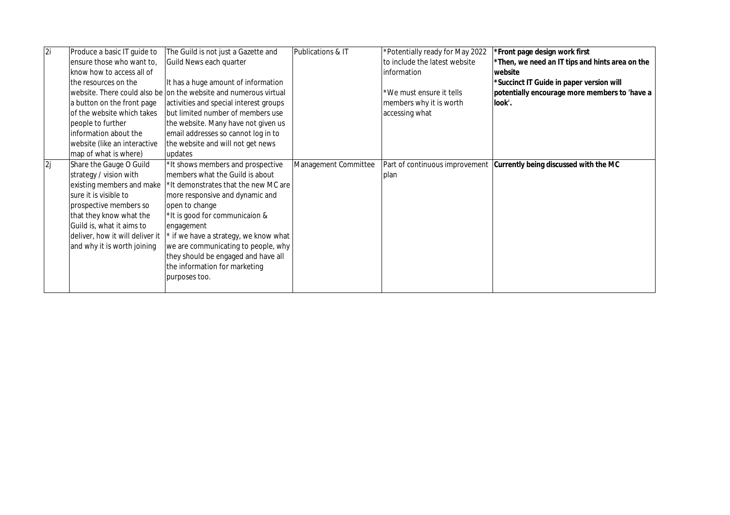| | | | | | |
|---|---|---|---|---|---|
| 2i | Produce a basic IT guide to ensure those who want to, know how to access all of the resources on the website. There could also be a button on the front page of the website which takes people to further information about the website (like an interactive map of what is where) | The Guild is not just a Gazette and Guild News each quarter<br><br>It has a huge amount of information on the website and numerous virtual activities and special interest groups but limited number of members use the website. Many have not given us email addresses so cannot log in to the website and will not get news updates | Publications & IT | *Potentially ready for May 2022 to include the latest website information<br><br>*We must ensure it tells members why it is worth accessing what | **\*Front page design work first**<br>**\*Then, we need an IT tips and hints area on the website**<br>**\*Succinct IT Guide in paper version will potentially encourage more members to 'have a look'.** |
| 2j | Share the Gauge O Guild strategy / vision with existing members and make sure it is visible to prospective members so that they know what the Guild is, what it aims to deliver, how it will deliver it and why it is worth joining | *It shows members and prospective members what the Guild is about<br>*It demonstrates that the new MC are more responsive and dynamic and open to change<br>*It is good for communicaion & engagement<br>* if we have a strategy, we know what we are communicating to people, why they should be engaged and have all the information for marketing purposes too. | Management Committee | Part of continuous improvement plan | **Currently being discussed with the MC** |